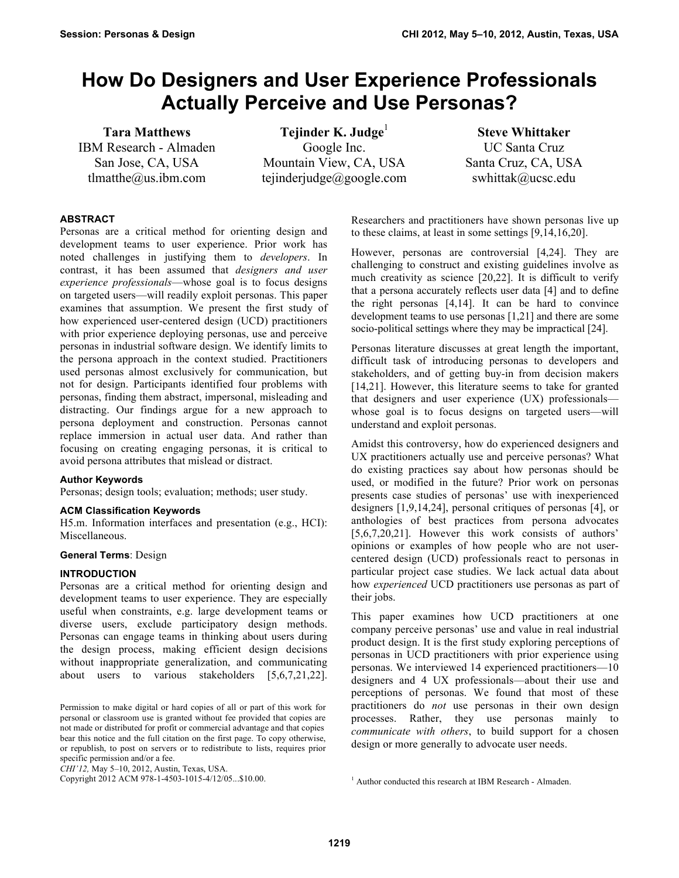# How Do Designers and User Experience Professionals Actually Perceive and Use Personas?

**Tara Matthews**
IBM Research - Almaden
San Jose, CA, USA
tlmatthe@us.ibm.com

**Tejinder K. Judge**[1]
Google Inc.
Mountain View, CA, USA
tejinderjudge@google.com

**Steve Whittaker**
UC Santa Cruz
Santa Cruz, CA, USA
swhittak@ucsc.edu

## ABSTRACT

Personas are a critical method for orienting design and development teams to user experience. Prior work has noted challenges in justifying them to *developers*. In contrast, it has been assumed that *designers and user experience professionals*—whose goal is to focus designs on targeted users—will readily exploit personas. This paper examines that assumption. We present the first study of how experienced user-centered design (UCD) practitioners with prior experience deploying personas, use and perceive personas in industrial software design. We identify limits to the persona approach in the context studied. Practitioners used personas almost exclusively for communication, but not for design. Participants identified four problems with personas, finding them abstract, impersonal, misleading and distracting. Our findings argue for a new approach to persona deployment and construction. Personas cannot replace immersion in actual user data. And rather than focusing on creating engaging personas, it is critical to avoid persona attributes that mislead or distract.

### Author Keywords

Personas; design tools; evaluation; methods; user study.

### ACM Classification Keywords

H5.m. Information interfaces and presentation (e.g., HCI): Miscellaneous.

**General Terms**: Design

## INTRODUCTION

Personas are a critical method for orienting design and development teams to user experience. They are especially useful when constraints, e.g. large development teams or diverse users, exclude participatory design methods. Personas can engage teams in thinking about users during the design process, making efficient design decisions without inappropriate generalization, and communicating about users to various stakeholders [5,6,7,21,22]. Researchers and practitioners have shown personas live up to these claims, at least in some settings [9,14,16,20].

However, personas are controversial [4,24]. They are challenging to construct and existing guidelines involve as much creativity as science [20,22]. It is difficult to verify that a persona accurately reflects user data [4] and to define the right personas [4,14]. It can be hard to convince development teams to use personas [1,21] and there are some socio-political settings where they may be impractical [24].

Personas literature discusses at length the important, difficult task of introducing personas to developers and stakeholders, and of getting buy-in from decision makers [14,21]. However, this literature seems to take for granted that designers and user experience (UX) professionals—whose goal is to focus designs on targeted users—will understand and exploit personas.

Amidst this controversy, how do experienced designers and UX practitioners actually use and perceive personas? What do existing practices say about how personas should be used, or modified in the future? Prior work on personas presents case studies of personas' use with inexperienced designers [1,9,14,24], personal critiques of personas [4], or anthologies of best practices from persona advocates [5,6,7,20,21]. However this work consists of authors' opinions or examples of how people who are not user-centered design (UCD) professionals react to personas in particular project case studies. We lack actual data about how *experienced* UCD practitioners use personas as part of their jobs.

This paper examines how UCD practitioners at one company perceive personas' use and value in real industrial product design. It is the first study exploring perceptions of personas in UCD practitioners with prior experience using personas. We interviewed 14 experienced practitioners—10 designers and 4 UX professionals—about their use and perceptions of personas. We found that most of these practitioners do *not* use personas in their own design processes. Rather, they use personas mainly to *communicate with others*, to build support for a chosen design or more generally to advocate user needs.

Permission to make digital or hard copies of all or part of this work for personal or classroom use is granted without fee provided that copies are not made or distributed for profit or commercial advantage and that copies bear this notice and the full citation on the first page. To copy otherwise, or republish, to post on servers or to redistribute to lists, requires prior specific permission and/or a fee.
*CHI'12,* May 5–10, 2012, Austin, Texas, USA.
Copyright 2012 ACM 978-1-4503-1015-4/12/05...$10.00.

[1] Author conducted this research at IBM Research - Almaden.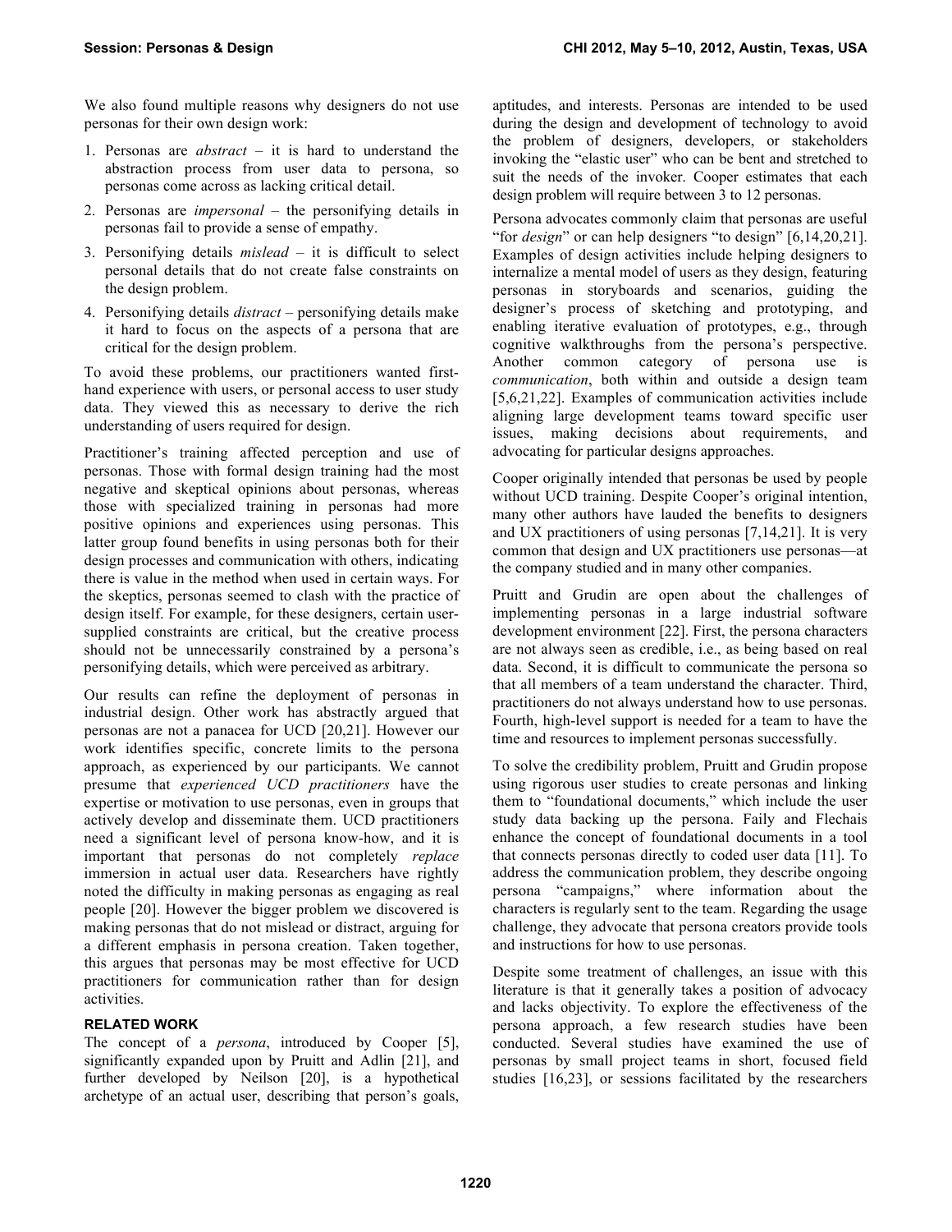We also found multiple reasons why designers do not use personas for their own design work:

1. Personas are *abstract* – it is hard to understand the abstraction process from user data to persona, so personas come across as lacking critical detail.
2. Personas are *impersonal* – the personifying details in personas fail to provide a sense of empathy.
3. Personifying details *mislead* – it is difficult to select personal details that do not create false constraints on the design problem.
4. Personifying details *distract* – personifying details make it hard to focus on the aspects of a persona that are critical for the design problem.

To avoid these problems, our practitioners wanted first-hand experience with users, or personal access to user study data. They viewed this as necessary to derive the rich understanding of users required for design.

Practitioner's training affected perception and use of personas. Those with formal design training had the most negative and skeptical opinions about personas, whereas those with specialized training in personas had more positive opinions and experiences using personas. This latter group found benefits in using personas both for their design processes and communication with others, indicating there is value in the method when used in certain ways. For the skeptics, personas seemed to clash with the practice of design itself. For example, for these designers, certain user-supplied constraints are critical, but the creative process should not be unnecessarily constrained by a persona's personifying details, which were perceived as arbitrary.

Our results can refine the deployment of personas in industrial design. Other work has abstractly argued that personas are not a panacea for UCD [20,21]. However our work identifies specific, concrete limits to the persona approach, as experienced by our participants. We cannot presume that *experienced UCD practitioners* have the expertise or motivation to use personas, even in groups that actively develop and disseminate them. UCD practitioners need a significant level of persona know-how, and it is important that personas do not completely *replace* immersion in actual user data. Researchers have rightly noted the difficulty in making personas as engaging as real people [20]. However the bigger problem we discovered is making personas that do not mislead or distract, arguing for a different emphasis in persona creation. Taken together, this argues that personas may be most effective for UCD practitioners for communication rather than for design activities.

## RELATED WORK

The concept of a *persona*, introduced by Cooper [5], significantly expanded upon by Pruitt and Adlin [21], and further developed by Neilson [20], is a hypothetical archetype of an actual user, describing that person's goals, aptitudes, and interests. Personas are intended to be used during the design and development of technology to avoid the problem of designers, developers, or stakeholders invoking the "elastic user" who can be bent and stretched to suit the needs of the invoker. Cooper estimates that each design problem will require between 3 to 12 personas.

Persona advocates commonly claim that personas are useful "for *design*" or can help designers "to design" [6,14,20,21]. Examples of design activities include helping designers to internalize a mental model of users as they design, featuring personas in storyboards and scenarios, guiding the designer's process of sketching and prototyping, and enabling iterative evaluation of prototypes, e.g., through cognitive walkthroughs from the persona's perspective. Another common category of persona use is *communication*, both within and outside a design team [5,6,21,22]. Examples of communication activities include aligning large development teams toward specific user issues, making decisions about requirements, and advocating for particular designs approaches.

Cooper originally intended that personas be used by people without UCD training. Despite Cooper's original intention, many other authors have lauded the benefits to designers and UX practitioners of using personas [7,14,21]. It is very common that design and UX practitioners use personas—at the company studied and in many other companies.

Pruitt and Grudin are open about the challenges of implementing personas in a large industrial software development environment [22]. First, the persona characters are not always seen as credible, i.e., as being based on real data. Second, it is difficult to communicate the persona so that all members of a team understand the character. Third, practitioners do not always understand how to use personas. Fourth, high-level support is needed for a team to have the time and resources to implement personas successfully.

To solve the credibility problem, Pruitt and Grudin propose using rigorous user studies to create personas and linking them to "foundational documents," which include the user study data backing up the persona. Faily and Flechais enhance the concept of foundational documents in a tool that connects personas directly to coded user data [11]. To address the communication problem, they describe ongoing persona "campaigns," where information about the characters is regularly sent to the team. Regarding the usage challenge, they advocate that persona creators provide tools and instructions for how to use personas.

Despite some treatment of challenges, an issue with this literature is that it generally takes a position of advocacy and lacks objectivity. To explore the effectiveness of the persona approach, a few research studies have been conducted. Several studies have examined the use of personas by small project teams in short, focused field studies [16,23], or sessions facilitated by the researchers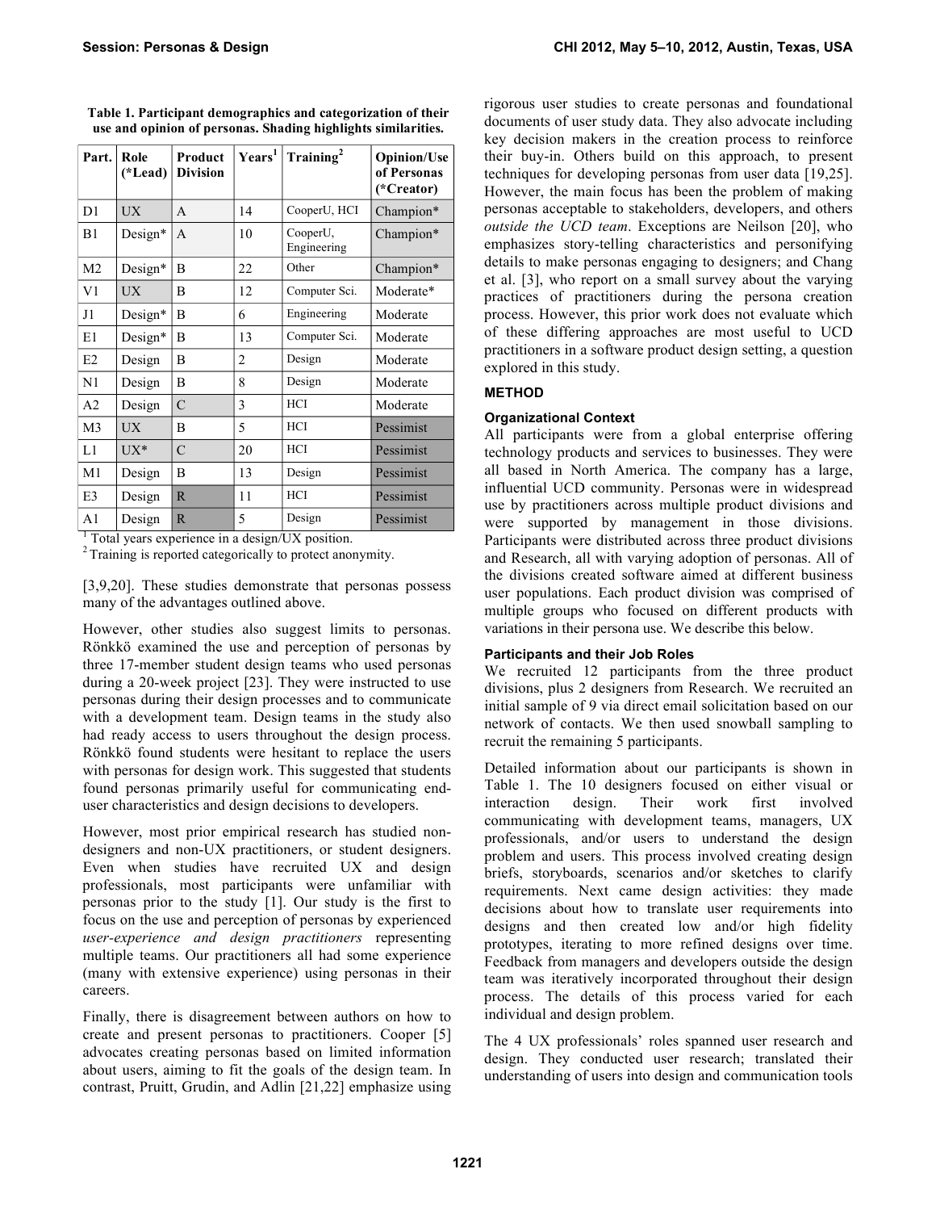**Table 1. Participant demographics and categorization of their use and opinion of personas. Shading highlights similarities.**

| Part. | Role (*Lead) | Product Division | Years[1] | Training[2] | Opinion/Use of Personas (*Creator) |
|---|---|---|---|---|---|
| D1 | UX | A | 14 | CooperU, HCI | Champion* |
| B1 | Design* | A | 10 | CooperU, Engineering | Champion* |
| M2 | Design* | B | 22 | Other | Champion* |
| V1 | UX | B | 12 | Computer Sci. | Moderate* |
| J1 | Design* | B | 6 | Engineering | Moderate |
| E1 | Design* | B | 13 | Computer Sci. | Moderate |
| E2 | Design | B | 2 | Design | Moderate |
| N1 | Design | B | 8 | Design | Moderate |
| A2 | Design | C | 3 | HCI | Moderate |
| M3 | UX | B | 5 | HCI | Pessimist |
| L1 | UX* | C | 20 | HCI | Pessimist |
| M1 | Design | B | 13 | Design | Pessimist |
| E3 | Design | R | 11 | HCI | Pessimist |
| A1 | Design | R | 5 | Design | Pessimist |

[1] Total years experience in a design/UX position.
[2] Training is reported categorically to protect anonymity.

[3,9,20]. These studies demonstrate that personas possess many of the advantages outlined above.

However, other studies also suggest limits to personas. Rönkkö examined the use and perception of personas by three 17-member student design teams who used personas during a 20-week project [23]. They were instructed to use personas during their design processes and to communicate with a development team. Design teams in the study also had ready access to users throughout the design process. Rönkkö found students were hesitant to replace the users with personas for design work. This suggested that students found personas primarily useful for communicating end-user characteristics and design decisions to developers.

However, most prior empirical research has studied non-designers and non-UX practitioners, or student designers. Even when studies have recruited UX and design professionals, most participants were unfamiliar with personas prior to the study [1]. Our study is the first to focus on the use and perception of personas by experienced *user-experience and design practitioners* representing multiple teams. Our practitioners all had some experience (many with extensive experience) using personas in their careers.

Finally, there is disagreement between authors on how to create and present personas to practitioners. Cooper [5] advocates creating personas based on limited information about users, aiming to fit the goals of the design team. In contrast, Pruitt, Grudin, and Adlin [21,22] emphasize using rigorous user studies to create personas and foundational documents of user study data. They also advocate including key decision makers in the creation process to reinforce their buy-in. Others build on this approach, to present techniques for developing personas from user data [19,25]. However, the main focus has been the problem of making personas acceptable to stakeholders, developers, and others *outside the UCD team*. Exceptions are Neilson [20], who emphasizes story-telling characteristics and personifying details to make personas engaging to designers; and Chang et al. [3], who report on a small survey about the varying practices of practitioners during the persona creation process. However, this prior work does not evaluate which of these differing approaches are most useful to UCD practitioners in a software product design setting, a question explored in this study.

## METHOD

### Organizational Context

All participants were from a global enterprise offering technology products and services to businesses. They were all based in North America. The company has a large, influential UCD community. Personas were in widespread use by practitioners across multiple product divisions and were supported by management in those divisions. Participants were distributed across three product divisions and Research, all with varying adoption of personas. All of the divisions created software aimed at different business user populations. Each product division was comprised of multiple groups who focused on different products with variations in their persona use. We describe this below.

### Participants and their Job Roles

We recruited 12 participants from the three product divisions, plus 2 designers from Research. We recruited an initial sample of 9 via direct email solicitation based on our network of contacts. We then used snowball sampling to recruit the remaining 5 participants.

Detailed information about our participants is shown in Table 1. The 10 designers focused on either visual or interaction design. Their work first involved communicating with development teams, managers, UX professionals, and/or users to understand the design problem and users. This process involved creating design briefs, storyboards, scenarios and/or sketches to clarify requirements. Next came design activities: they made decisions about how to translate user requirements into designs and then created low and/or high fidelity prototypes, iterating to more refined designs over time. Feedback from managers and developers outside the design team was iteratively incorporated throughout their design process. The details of this process varied for each individual and design problem.

The 4 UX professionals' roles spanned user research and design. They conducted user research; translated their understanding of users into design and communication tools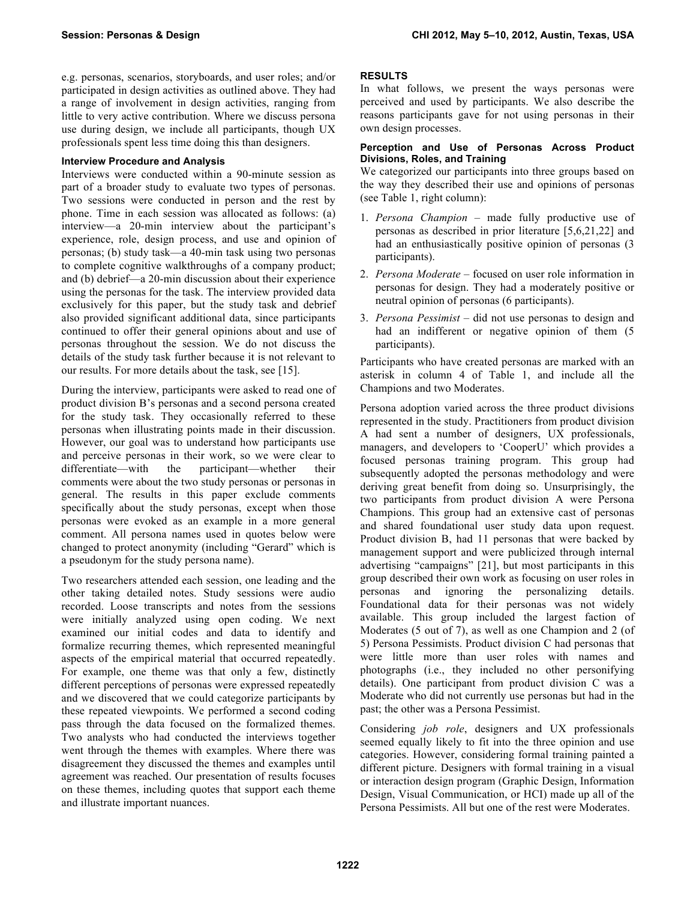e.g. personas, scenarios, storyboards, and user roles; and/or participated in design activities as outlined above. They had a range of involvement in design activities, ranging from little to very active contribution. Where we discuss persona use during design, we include all participants, though UX professionals spent less time doing this than designers.

### Interview Procedure and Analysis

Interviews were conducted within a 90-minute session as part of a broader study to evaluate two types of personas. Two sessions were conducted in person and the rest by phone. Time in each session was allocated as follows: (a) interview—a 20-min interview about the participant's experience, role, design process, and use and opinion of personas; (b) study task—a 40-min task using two personas to complete cognitive walkthroughs of a company product; and (b) debrief—a 20-min discussion about their experience using the personas for the task. The interview provided data exclusively for this paper, but the study task and debrief also provided significant additional data, since participants continued to offer their general opinions about and use of personas throughout the session. We do not discuss the details of the study task further because it is not relevant to our results. For more details about the task, see [15].

During the interview, participants were asked to read one of product division B's personas and a second persona created for the study task. They occasionally referred to these personas when illustrating points made in their discussion. However, our goal was to understand how participants use and perceive personas in their work, so we were clear to differentiate—with the participant—whether their comments were about the two study personas or personas in general. The results in this paper exclude comments specifically about the study personas, except when those personas were evoked as an example in a more general comment. All persona names used in quotes below were changed to protect anonymity (including "Gerard" which is a pseudonym for the study persona name).

Two researchers attended each session, one leading and the other taking detailed notes. Study sessions were audio recorded. Loose transcripts and notes from the sessions were initially analyzed using open coding. We next examined our initial codes and data to identify and formalize recurring themes, which represented meaningful aspects of the empirical material that occurred repeatedly. For example, one theme was that only a few, distinctly different perceptions of personas were expressed repeatedly and we discovered that we could categorize participants by these repeated viewpoints. We performed a second coding pass through the data focused on the formalized themes. Two analysts who had conducted the interviews together went through the themes with examples. Where there was disagreement they discussed the themes and examples until agreement was reached. Our presentation of results focuses on these themes, including quotes that support each theme and illustrate important nuances.

## RESULTS

In what follows, we present the ways personas were perceived and used by participants. We also describe the reasons participants gave for not using personas in their own design processes.

### Perception and Use of Personas Across Product Divisions, Roles, and Training

We categorized our participants into three groups based on the way they described their use and opinions of personas (see Table 1, right column):

1. *Persona Champion* – made fully productive use of personas as described in prior literature [5,6,21,22] and had an enthusiastically positive opinion of personas (3 participants).
2. *Persona Moderate* – focused on user role information in personas for design. They had a moderately positive or neutral opinion of personas (6 participants).
3. *Persona Pessimist* – did not use personas to design and had an indifferent or negative opinion of them (5 participants).

Participants who have created personas are marked with an asterisk in column 4 of Table 1, and include all the Champions and two Moderates.

Persona adoption varied across the three product divisions represented in the study. Practitioners from product division A had sent a number of designers, UX professionals, managers, and developers to 'CooperU' which provides a focused personas training program. This group had subsequently adopted the personas methodology and were deriving great benefit from doing so. Unsurprisingly, the two participants from product division A were Persona Champions. This group had an extensive cast of personas and shared foundational user study data upon request. Product division B, had 11 personas that were backed by management support and were publicized through internal advertising "campaigns" [21], but most participants in this group described their own work as focusing on user roles in personas and ignoring the personalizing details. Foundational data for their personas was not widely available. This group included the largest faction of Moderates (5 out of 7), as well as one Champion and 2 (of 5) Persona Pessimists. Product division C had personas that were little more than user roles with names and photographs (i.e., they included no other personifying details). One participant from product division C was a Moderate who did not currently use personas but had in the past; the other was a Persona Pessimist.

Considering *job role*, designers and UX professionals seemed equally likely to fit into the three opinion and use categories. However, considering formal training painted a different picture. Designers with formal training in a visual or interaction design program (Graphic Design, Information Design, Visual Communication, or HCI) made up all of the Persona Pessimists. All but one of the rest were Moderates.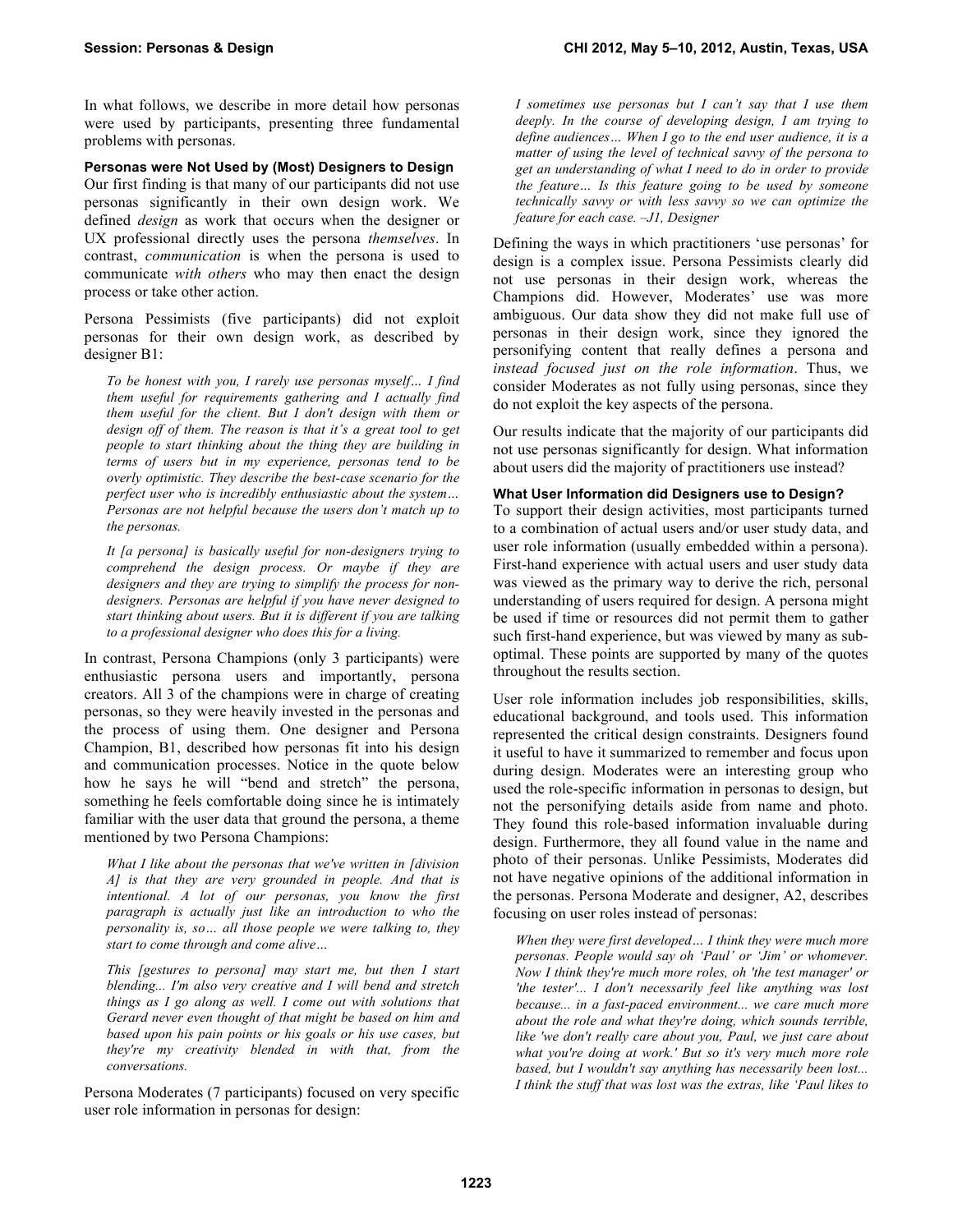In what follows, we describe in more detail how personas were used by participants, presenting three fundamental problems with personas.

### Personas were Not Used by (Most) Designers to Design

Our first finding is that many of our participants did not use personas significantly in their own design work. We defined *design* as work that occurs when the designer or UX professional directly uses the persona *themselves*. In contrast, *communication* is when the persona is used to communicate *with others* who may then enact the design process or take other action.

Persona Pessimists (five participants) did not exploit personas for their own design work, as described by designer B1:

> *To be honest with you, I rarely use personas myself… I find them useful for requirements gathering and I actually find them useful for the client. But I don't design with them or design off of them. The reason is that it's a great tool to get people to start thinking about the thing they are building in terms of users but in my experience, personas tend to be overly optimistic. They describe the best-case scenario for the perfect user who is incredibly enthusiastic about the system… Personas are not helpful because the users don't match up to the personas.*
>
> *It [a persona] is basically useful for non-designers trying to comprehend the design process. Or maybe if they are designers and they are trying to simplify the process for non-designers. Personas are helpful if you have never designed to start thinking about users. But it is different if you are talking to a professional designer who does this for a living.*

In contrast, Persona Champions (only 3 participants) were enthusiastic persona users and importantly, persona creators. All 3 of the champions were in charge of creating personas, so they were heavily invested in the personas and the process of using them. One designer and Persona Champion, B1, described how personas fit into his design and communication processes. Notice in the quote below how he says he will "bend and stretch" the persona, something he feels comfortable doing since he is intimately familiar with the user data that ground the persona, a theme mentioned by two Persona Champions:

> *What I like about the personas that we've written in [division A] is that they are very grounded in people. And that is intentional. A lot of our personas, you know the first paragraph is actually just like an introduction to who the personality is, so… all those people we were talking to, they start to come through and come alive…*
>
> *This [gestures to persona] may start me, but then I start blending... I'm also very creative and I will bend and stretch things as I go along as well. I come out with solutions that Gerard never even thought of that might be based on him and based upon his pain points or his goals or his use cases, but they're my creativity blended in with that, from the conversations.*

Persona Moderates (7 participants) focused on very specific user role information in personas for design:

> *I sometimes use personas but I can't say that I use them deeply. In the course of developing design, I am trying to define audiences… When I go to the end user audience, it is a matter of using the level of technical savvy of the persona to get an understanding of what I need to do in order to provide the feature… Is this feature going to be used by someone technically savvy or with less savvy so we can optimize the feature for each case. –J1, Designer*

Defining the ways in which practitioners 'use personas' for design is a complex issue. Persona Pessimists clearly did not use personas in their design work, whereas the Champions did. However, Moderates' use was more ambiguous. Our data show they did not make full use of personas in their design work, since they ignored the personifying content that really defines a persona and *instead focused just on the role information*. Thus, we consider Moderates as not fully using personas, since they do not exploit the key aspects of the persona.

Our results indicate that the majority of our participants did not use personas significantly for design. What information about users did the majority of practitioners use instead?

### What User Information did Designers use to Design?

To support their design activities, most participants turned to a combination of actual users and/or user study data, and user role information (usually embedded within a persona). First-hand experience with actual users and user study data was viewed as the primary way to derive the rich, personal understanding of users required for design. A persona might be used if time or resources did not permit them to gather such first-hand experience, but was viewed by many as sub-optimal. These points are supported by many of the quotes throughout the results section.

User role information includes job responsibilities, skills, educational background, and tools used. This information represented the critical design constraints. Designers found it useful to have it summarized to remember and focus upon during design. Moderates were an interesting group who used the role-specific information in personas to design, but not the personifying details aside from name and photo. They found this role-based information invaluable during design. Furthermore, they all found value in the name and photo of their personas. Unlike Pessimists, Moderates did not have negative opinions of the additional information in the personas. Persona Moderate and designer, A2, describes focusing on user roles instead of personas:

> *When they were first developed… I think they were much more personas. People would say oh 'Paul' or 'Jim' or whomever. Now I think they're much more roles, oh 'the test manager' or 'the tester'... I don't necessarily feel like anything was lost because... in a fast-paced environment... we care much more about the role and what they're doing, which sounds terrible, like 'we don't really care about you, Paul, we just care about what you're doing at work.' But so it's very much more role based, but I wouldn't say anything has necessarily been lost... I think the stuff that was lost was the extras, like 'Paul likes to*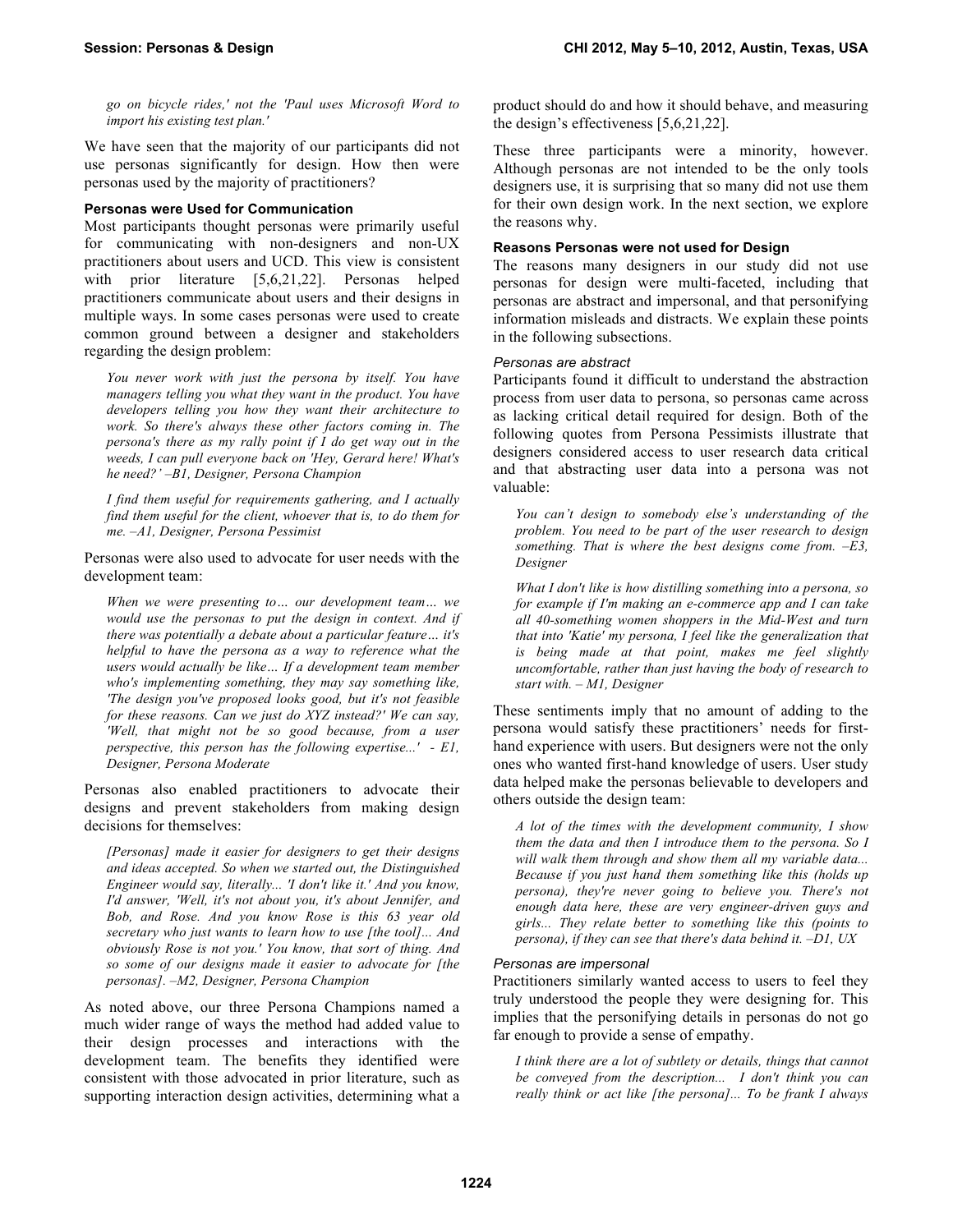*go on bicycle rides,' not the 'Paul uses Microsoft Word to import his existing test plan.'*

We have seen that the majority of our participants did not use personas significantly for design. How then were personas used by the majority of practitioners?

### Personas were Used for Communication

Most participants thought personas were primarily useful for communicating with non-designers and non-UX practitioners about users and UCD. This view is consistent with prior literature [5,6,21,22]. Personas helped practitioners communicate about users and their designs in multiple ways. In some cases personas were used to create common ground between a designer and stakeholders regarding the design problem:

> *You never work with just the persona by itself. You have managers telling you what they want in the product. You have developers telling you how they want their architecture to work. So there's always these other factors coming in. The persona's there as my rally point if I do get way out in the weeds, I can pull everyone back on 'Hey, Gerard here! What's he need?' –B1, Designer, Persona Champion*

> *I find them useful for requirements gathering, and I actually find them useful for the client, whoever that is, to do them for me. –A1, Designer, Persona Pessimist*

Personas were also used to advocate for user needs with the development team:

> *When we were presenting to… our development team… we would use the personas to put the design in context. And if there was potentially a debate about a particular feature… it's helpful to have the persona as a way to reference what the users would actually be like… If a development team member who's implementing something, they may say something like, 'The design you've proposed looks good, but it's not feasible for these reasons. Can we just do XYZ instead?' We can say, 'Well, that might not be so good because, from a user perspective, this person has the following expertise...' - E1, Designer, Persona Moderate*

Personas also enabled practitioners to advocate their designs and prevent stakeholders from making design decisions for themselves:

> *[Personas] made it easier for designers to get their designs and ideas accepted. So when we started out, the Distinguished Engineer would say, literally... 'I don't like it.' And you know, I'd answer, 'Well, it's not about you, it's about Jennifer, and Bob, and Rose. And you know Rose is this 63 year old secretary who just wants to learn how to use [the tool]... And obviously Rose is not you.' You know, that sort of thing. And so some of our designs made it easier to advocate for [the personas]. –M2, Designer, Persona Champion*

As noted above, our three Persona Champions named a much wider range of ways the method had added value to their design processes and interactions with the development team. The benefits they identified were consistent with those advocated in prior literature, such as supporting interaction design activities, determining what a product should do and how it should behave, and measuring the design's effectiveness [5,6,21,22].

These three participants were a minority, however. Although personas are not intended to be the only tools designers use, it is surprising that so many did not use them for their own design work. In the next section, we explore the reasons why.

### Reasons Personas were not used for Design

The reasons many designers in our study did not use personas for design were multi-faceted, including that personas are abstract and impersonal, and that personifying information misleads and distracts. We explain these points in the following subsections.

#### *Personas are abstract*

Participants found it difficult to understand the abstraction process from user data to persona, so personas came across as lacking critical detail required for design. Both of the following quotes from Persona Pessimists illustrate that designers considered access to user research data critical and that abstracting user data into a persona was not valuable:

> *You can't design to somebody else's understanding of the problem. You need to be part of the user research to design something. That is where the best designs come from. –E3, Designer*

> *What I don't like is how distilling something into a persona, so for example if I'm making an e-commerce app and I can take all 40-something women shoppers in the Mid-West and turn that into 'Katie' my persona, I feel like the generalization that is being made at that point, makes me feel slightly uncomfortable, rather than just having the body of research to start with. – M1, Designer*

These sentiments imply that no amount of adding to the persona would satisfy these practitioners' needs for first-hand experience with users. But designers were not the only ones who wanted first-hand knowledge of users. User study data helped make the personas believable to developers and others outside the design team:

> *A lot of the times with the development community, I show them the data and then I introduce them to the persona. So I will walk them through and show them all my variable data... Because if you just hand them something like this (holds up persona), they're never going to believe you. There's not enough data here, these are very engineer-driven guys and girls... They relate better to something like this (points to persona), if they can see that there's data behind it. –D1, UX*

#### *Personas are impersonal*

Practitioners similarly wanted access to users to feel they truly understood the people they were designing for. This implies that the personifying details in personas do not go far enough to provide a sense of empathy.

> *I think there are a lot of subtlety or details, things that cannot be conveyed from the description... I don't think you can really think or act like [the persona]... To be frank I always*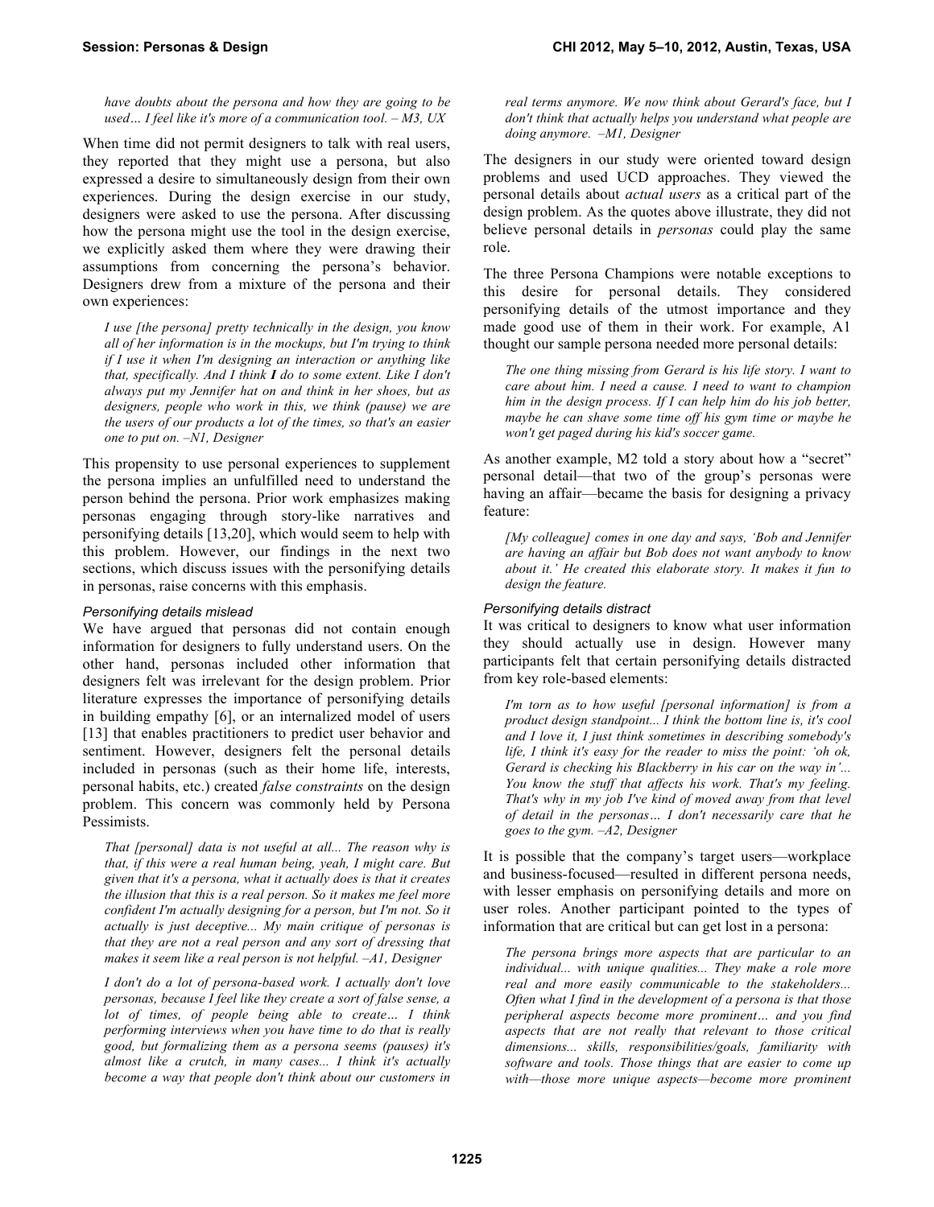*have doubts about the persona and how they are going to be used… I feel like it's more of a communication tool. – M3, UX*

When time did not permit designers to talk with real users, they reported that they might use a persona, but also expressed a desire to simultaneously design from their own experiences. During the design exercise in our study, designers were asked to use the persona. After discussing how the persona might use the tool in the design exercise, we explicitly asked them where they were drawing their assumptions from concerning the persona's behavior. Designers drew from a mixture of the persona and their own experiences:

> *I use [the persona] pretty technically in the design, you know all of her information is in the mockups, but I'm trying to think if I use it when I'm designing an interaction or anything like that, specifically. And I think **I** do to some extent. Like I don't always put my Jennifer hat on and think in her shoes, but as designers, people who work in this, we think (pause) we are the users of our products a lot of the times, so that's an easier one to put on. –N1, Designer*

This propensity to use personal experiences to supplement the persona implies an unfulfilled need to understand the person behind the persona. Prior work emphasizes making personas engaging through story-like narratives and personifying details [13,20], which would seem to help with this problem. However, our findings in the next two sections, which discuss issues with the personifying details in personas, raise concerns with this emphasis.

### *Personifying details mislead*

We have argued that personas did not contain enough information for designers to fully understand users. On the other hand, personas included other information that designers felt was irrelevant for the design problem. Prior literature expresses the importance of personifying details in building empathy [6], or an internalized model of users [13] that enables practitioners to predict user behavior and sentiment. However, designers felt the personal details included in personas (such as their home life, interests, personal habits, etc.) created *false constraints* on the design problem. This concern was commonly held by Persona Pessimists.

> *That [personal] data is not useful at all... The reason why is that, if this were a real human being, yeah, I might care. But given that it's a persona, what it actually does is that it creates the illusion that this is a real person. So it makes me feel more confident I'm actually designing for a person, but I'm not. So it actually is just deceptive... My main critique of personas is that they are not a real person and any sort of dressing that makes it seem like a real person is not helpful. –A1, Designer*

> *I don't do a lot of persona-based work. I actually don't love personas, because I feel like they create a sort of false sense, a lot of times, of people being able to create… I think performing interviews when you have time to do that is really good, but formalizing them as a persona seems (pauses) it's almost like a crutch, in many cases... I think it's actually become a way that people don't think about our customers in real terms anymore. We now think about Gerard's face, but I don't think that actually helps you understand what people are doing anymore. –M1, Designer*

The designers in our study were oriented toward design problems and used UCD approaches. They viewed the personal details about *actual users* as a critical part of the design problem. As the quotes above illustrate, they did not believe personal details in *personas* could play the same role.

The three Persona Champions were notable exceptions to this desire for personal details. They considered personifying details of the utmost importance and they made good use of them in their work. For example, A1 thought our sample persona needed more personal details:

> *The one thing missing from Gerard is his life story. I want to care about him. I need a cause. I need to want to champion him in the design process. If I can help him do his job better, maybe he can shave some time off his gym time or maybe he won't get paged during his kid's soccer game.*

As another example, M2 told a story about how a "secret" personal detail—that two of the group's personas were having an affair—became the basis for designing a privacy feature:

> *[My colleague] comes in one day and says, 'Bob and Jennifer are having an affair but Bob does not want anybody to know about it.' He created this elaborate story. It makes it fun to design the feature.*

### *Personifying details distract*

It was critical to designers to know what user information they should actually use in design. However many participants felt that certain personifying details distracted from key role-based elements:

> *I'm torn as to how useful [personal information] is from a product design standpoint... I think the bottom line is, it's cool and I love it, I just think sometimes in describing somebody's life, I think it's easy for the reader to miss the point: 'oh ok, Gerard is checking his Blackberry in his car on the way in'... You know the stuff that affects his work. That's my feeling. That's why in my job I've kind of moved away from that level of detail in the personas… I don't necessarily care that he goes to the gym. –A2, Designer*

It is possible that the company's target users—workplace and business-focused—resulted in different persona needs, with lesser emphasis on personifying details and more on user roles. Another participant pointed to the types of information that are critical but can get lost in a persona:

> *The persona brings more aspects that are particular to an individual... with unique qualities... They make a role more real and more easily communicable to the stakeholders... Often what I find in the development of a persona is that those peripheral aspects become more prominent… and you find aspects that are not really that relevant to those critical dimensions... skills, responsibilities/goals, familiarity with software and tools. Those things that are easier to come up with—those more unique aspects—become more prominent*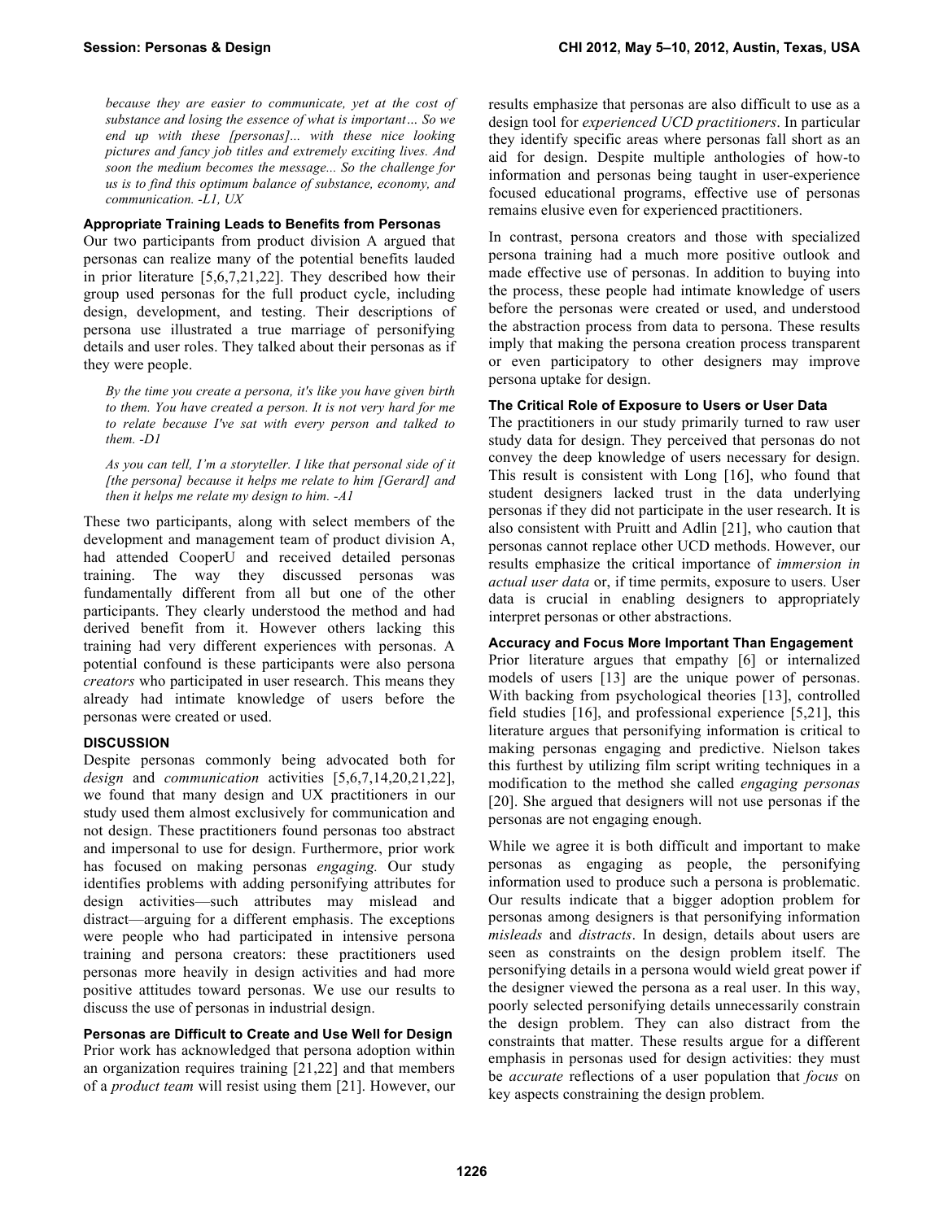*because they are easier to communicate, yet at the cost of substance and losing the essence of what is important… So we end up with these [personas]... with these nice looking pictures and fancy job titles and extremely exciting lives. And soon the medium becomes the message... So the challenge for us is to find this optimum balance of substance, economy, and communication. -L1, UX*

### Appropriate Training Leads to Benefits from Personas

Our two participants from product division A argued that personas can realize many of the potential benefits lauded in prior literature [5,6,7,21,22]. They described how their group used personas for the full product cycle, including design, development, and testing. Their descriptions of persona use illustrated a true marriage of personifying details and user roles. They talked about their personas as if they were people.

> *By the time you create a persona, it's like you have given birth to them. You have created a person. It is not very hard for me to relate because I've sat with every person and talked to them. -D1*

> *As you can tell, I'm a storyteller. I like that personal side of it [the persona] because it helps me relate to him [Gerard] and then it helps me relate my design to him. -A1*

These two participants, along with select members of the development and management team of product division A, had attended CooperU and received detailed personas training. The way they discussed personas was fundamentally different from all but one of the other participants. They clearly understood the method and had derived benefit from it. However others lacking this training had very different experiences with personas. A potential confound is these participants were also persona *creators* who participated in user research. This means they already had intimate knowledge of users before the personas were created or used.

## DISCUSSION

Despite personas commonly being advocated both for *design* and *communication* activities [5,6,7,14,20,21,22], we found that many design and UX practitioners in our study used them almost exclusively for communication and not design. These practitioners found personas too abstract and impersonal to use for design. Furthermore, prior work has focused on making personas *engaging.* Our study identifies problems with adding personifying attributes for design activities—such attributes may mislead and distract—arguing for a different emphasis. The exceptions were people who had participated in intensive persona training and persona creators: these practitioners used personas more heavily in design activities and had more positive attitudes toward personas. We use our results to discuss the use of personas in industrial design.

### Personas are Difficult to Create and Use Well for Design

Prior work has acknowledged that persona adoption within an organization requires training [21,22] and that members of a *product team* will resist using them [21]. However, our results emphasize that personas are also difficult to use as a design tool for *experienced UCD practitioners*. In particular they identify specific areas where personas fall short as an aid for design. Despite multiple anthologies of how-to information and personas being taught in user-experience focused educational programs, effective use of personas remains elusive even for experienced practitioners.

In contrast, persona creators and those with specialized persona training had a much more positive outlook and made effective use of personas. In addition to buying into the process, these people had intimate knowledge of users before the personas were created or used, and understood the abstraction process from data to persona. These results imply that making the persona creation process transparent or even participatory to other designers may improve persona uptake for design.

### The Critical Role of Exposure to Users or User Data

The practitioners in our study primarily turned to raw user study data for design. They perceived that personas do not convey the deep knowledge of users necessary for design. This result is consistent with Long [16], who found that student designers lacked trust in the data underlying personas if they did not participate in the user research. It is also consistent with Pruitt and Adlin [21], who caution that personas cannot replace other UCD methods. However, our results emphasize the critical importance of *immersion in actual user data* or, if time permits, exposure to users. User data is crucial in enabling designers to appropriately interpret personas or other abstractions.

### Accuracy and Focus More Important Than Engagement

Prior literature argues that empathy [6] or internalized models of users [13] are the unique power of personas. With backing from psychological theories [13], controlled field studies [16], and professional experience [5,21], this literature argues that personifying information is critical to making personas engaging and predictive. Nielson takes this furthest by utilizing film script writing techniques in a modification to the method she called *engaging personas* [20]. She argued that designers will not use personas if the personas are not engaging enough.

While we agree it is both difficult and important to make personas as engaging as people, the personifying information used to produce such a persona is problematic. Our results indicate that a bigger adoption problem for personas among designers is that personifying information *misleads* and *distracts*. In design, details about users are seen as constraints on the design problem itself. The personifying details in a persona would wield great power if the designer viewed the persona as a real user. In this way, poorly selected personifying details unnecessarily constrain the design problem. They can also distract from the constraints that matter. These results argue for a different emphasis in personas used for design activities: they must be *accurate* reflections of a user population that *focus* on key aspects constraining the design problem.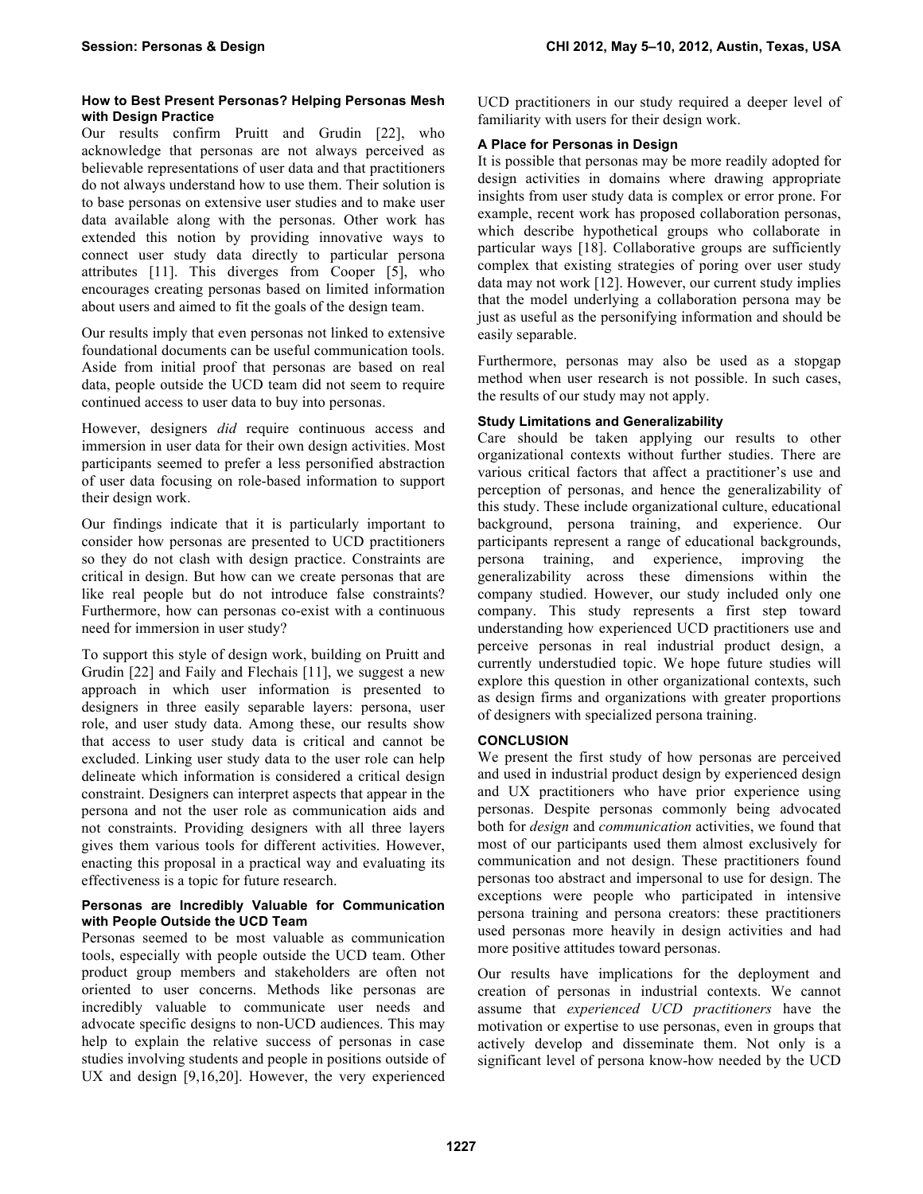### How to Best Present Personas? Helping Personas Mesh with Design Practice

Our results confirm Pruitt and Grudin [22], who acknowledge that personas are not always perceived as believable representations of user data and that practitioners do not always understand how to use them. Their solution is to base personas on extensive user studies and to make user data available along with the personas. Other work has extended this notion by providing innovative ways to connect user study data directly to particular persona attributes [11]. This diverges from Cooper [5], who encourages creating personas based on limited information about users and aimed to fit the goals of the design team.

Our results imply that even personas not linked to extensive foundational documents can be useful communication tools. Aside from initial proof that personas are based on real data, people outside the UCD team did not seem to require continued access to user data to buy into personas.

However, designers *did* require continuous access and immersion in user data for their own design activities. Most participants seemed to prefer a less personified abstraction of user data focusing on role-based information to support their design work.

Our findings indicate that it is particularly important to consider how personas are presented to UCD practitioners so they do not clash with design practice. Constraints are critical in design. But how can we create personas that are like real people but do not introduce false constraints? Furthermore, how can personas co-exist with a continuous need for immersion in user study?

To support this style of design work, building on Pruitt and Grudin [22] and Faily and Flechais [11], we suggest a new approach in which user information is presented to designers in three easily separable layers: persona, user role, and user study data. Among these, our results show that access to user study data is critical and cannot be excluded. Linking user study data to the user role can help delineate which information is considered a critical design constraint. Designers can interpret aspects that appear in the persona and not the user role as communication aids and not constraints. Providing designers with all three layers gives them various tools for different activities. However, enacting this proposal in a practical way and evaluating its effectiveness is a topic for future research.

### Personas are Incredibly Valuable for Communication with People Outside the UCD Team

Personas seemed to be most valuable as communication tools, especially with people outside the UCD team. Other product group members and stakeholders are often not oriented to user concerns. Methods like personas are incredibly valuable to communicate user needs and advocate specific designs to non-UCD audiences. This may help to explain the relative success of personas in case studies involving students and people in positions outside of UX and design [9,16,20]. However, the very experienced UCD practitioners in our study required a deeper level of familiarity with users for their design work.

### A Place for Personas in Design

It is possible that personas may be more readily adopted for design activities in domains where drawing appropriate insights from user study data is complex or error prone. For example, recent work has proposed collaboration personas, which describe hypothetical groups who collaborate in particular ways [18]. Collaborative groups are sufficiently complex that existing strategies of poring over user study data may not work [12]. However, our current study implies that the model underlying a collaboration persona may be just as useful as the personifying information and should be easily separable.

Furthermore, personas may also be used as a stopgap method when user research is not possible. In such cases, the results of our study may not apply.

### Study Limitations and Generalizability

Care should be taken applying our results to other organizational contexts without further studies. There are various critical factors that affect a practitioner's use and perception of personas, and hence the generalizability of this study. These include organizational culture, educational background, persona training, and experience. Our participants represent a range of educational backgrounds, persona training, and experience, improving the generalizability across these dimensions within the company studied. However, our study included only one company. This study represents a first step toward understanding how experienced UCD practitioners use and perceive personas in real industrial product design, a currently understudied topic. We hope future studies will explore this question in other organizational contexts, such as design firms and organizations with greater proportions of designers with specialized persona training.

## CONCLUSION

We present the first study of how personas are perceived and used in industrial product design by experienced design and UX practitioners who have prior experience using personas. Despite personas commonly being advocated both for *design* and *communication* activities, we found that most of our participants used them almost exclusively for communication and not design. These practitioners found personas too abstract and impersonal to use for design. The exceptions were people who participated in intensive persona training and persona creators: these practitioners used personas more heavily in design activities and had more positive attitudes toward personas.

Our results have implications for the deployment and creation of personas in industrial contexts. We cannot assume that *experienced UCD practitioners* have the motivation or expertise to use personas, even in groups that actively develop and disseminate them. Not only is a significant level of persona know-how needed by the UCD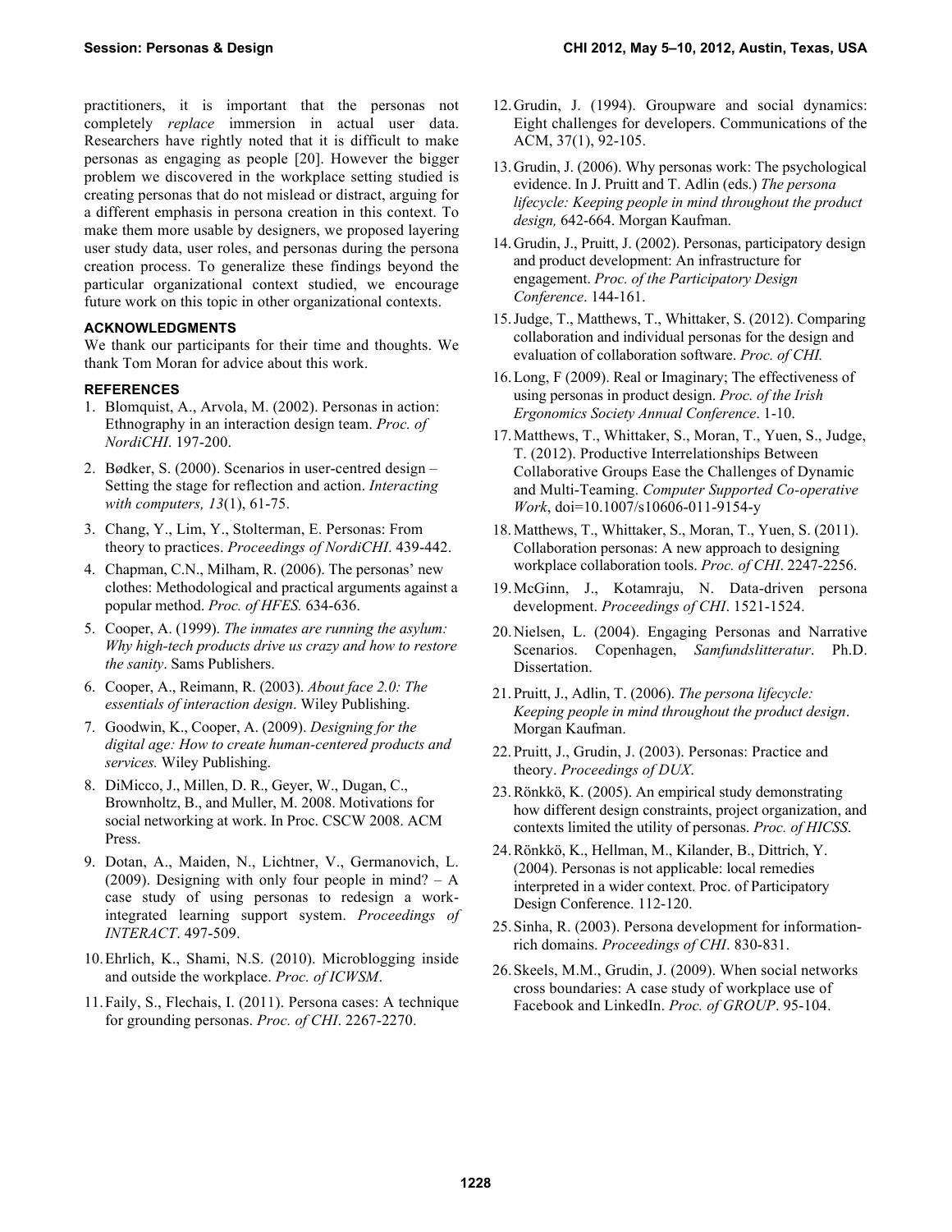practitioners, it is important that the personas not completely *replace* immersion in actual user data. Researchers have rightly noted that it is difficult to make personas as engaging as people [20]. However the bigger problem we discovered in the workplace setting studied is creating personas that do not mislead or distract, arguing for a different emphasis in persona creation in this context. To make them more usable by designers, we proposed layering user study data, user roles, and personas during the persona creation process. To generalize these findings beyond the particular organizational context studied, we encourage future work on this topic in other organizational contexts.

## ACKNOWLEDGMENTS

We thank our participants for their time and thoughts. We thank Tom Moran for advice about this work.

## REFERENCES

1. Blomquist, A., Arvola, M. (2002). Personas in action: Ethnography in an interaction design team. *Proc. of NordiCHI*. 197-200.
2. Bødker, S. (2000). Scenarios in user-centred design – Setting the stage for reflection and action. *Interacting with computers, 13*(1), 61-75.
3. Chang, Y., Lim, Y., Stolterman, E. Personas: From theory to practices. *Proceedings of NordiCHI*. 439-442.
4. Chapman, C.N., Milham, R. (2006). The personas' new clothes: Methodological and practical arguments against a popular method. *Proc. of HFES.* 634-636.
5. Cooper, A. (1999). *The inmates are running the asylum: Why high-tech products drive us crazy and how to restore the sanity*. Sams Publishers.
6. Cooper, A., Reimann, R. (2003). *About face 2.0: The essentials of interaction design*. Wiley Publishing.
7. Goodwin, K., Cooper, A. (2009). *Designing for the digital age: How to create human-centered products and services.* Wiley Publishing.
8. DiMicco, J., Millen, D. R., Geyer, W., Dugan, C., Brownholtz, B., and Muller, M. 2008. Motivations for social networking at work. In Proc. CSCW 2008. ACM Press.
9. Dotan, A., Maiden, N., Lichtner, V., Germanovich, L. (2009). Designing with only four people in mind? – A case study of using personas to redesign a work-integrated learning support system. *Proceedings of INTERACT*. 497-509.
10. Ehrlich, K., Shami, N.S. (2010). Microblogging inside and outside the workplace. *Proc. of ICWSM*.
11. Faily, S., Flechais, I. (2011). Persona cases: A technique for grounding personas. *Proc. of CHI*. 2267-2270.
12. Grudin, J. (1994). Groupware and social dynamics: Eight challenges for developers. Communications of the ACM, 37(1), 92-105.
13. Grudin, J. (2006). Why personas work: The psychological evidence. In J. Pruitt and T. Adlin (eds.) *The persona lifecycle: Keeping people in mind throughout the product design,* 642-664. Morgan Kaufman.
14. Grudin, J., Pruitt, J. (2002). Personas, participatory design and product development: An infrastructure for engagement. *Proc. of the Participatory Design Conference*. 144-161.
15. Judge, T., Matthews, T., Whittaker, S. (2012). Comparing collaboration and individual personas for the design and evaluation of collaboration software. *Proc. of CHI.*
16. Long, F (2009). Real or Imaginary; The effectiveness of using personas in product design. *Proc. of the Irish Ergonomics Society Annual Conference*. 1-10.
17. Matthews, T., Whittaker, S., Moran, T., Yuen, S., Judge, T. (2012). Productive Interrelationships Between Collaborative Groups Ease the Challenges of Dynamic and Multi-Teaming. *Computer Supported Co-operative Work*, doi=10.1007/s10606-011-9154-y
18. Matthews, T., Whittaker, S., Moran, T., Yuen, S. (2011). Collaboration personas: A new approach to designing workplace collaboration tools. *Proc. of CHI*. 2247-2256.
19. McGinn, J., Kotamraju, N. Data-driven persona development. *Proceedings of CHI*. 1521-1524.
20. Nielsen, L. (2004). Engaging Personas and Narrative Scenarios. Copenhagen, *Samfundslitteratur*. Ph.D. Dissertation.
21. Pruitt, J., Adlin, T. (2006). *The persona lifecycle: Keeping people in mind throughout the product design*. Morgan Kaufman.
22. Pruitt, J., Grudin, J. (2003). Personas: Practice and theory. *Proceedings of DUX*.
23. Rönkkö, K. (2005). An empirical study demonstrating how different design constraints, project organization, and contexts limited the utility of personas. *Proc. of HICSS.*
24. Rönkkö, K., Hellman, M., Kilander, B., Dittrich, Y. (2004). Personas is not applicable: local remedies interpreted in a wider context. Proc. of Participatory Design Conference. 112-120.
25. Sinha, R. (2003). Persona development for information-rich domains. *Proceedings of CHI*. 830-831.
26. Skeels, M.M., Grudin, J. (2009). When social networks cross boundaries: A case study of workplace use of Facebook and LinkedIn. *Proc. of GROUP*. 95-104.